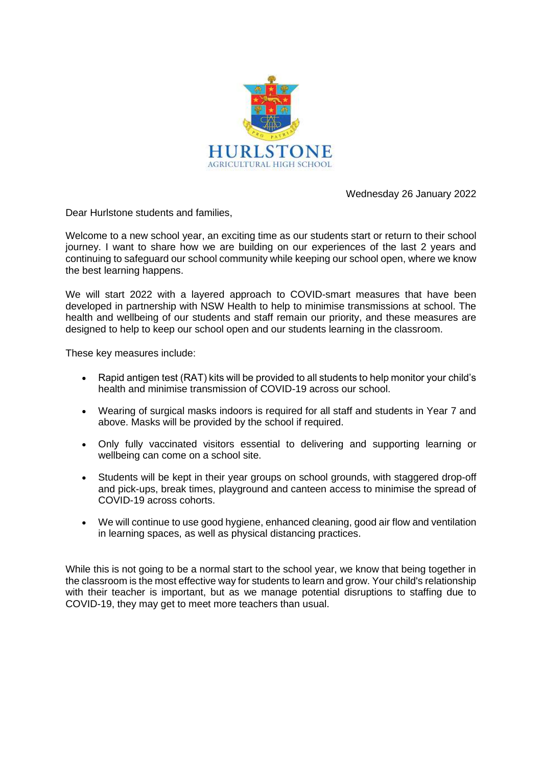HURLSTONE
AGRICULTURAL HIGH SCHOOL

Wednesday 26 January 2022

Dear Hurlstone students and families,

Welcome to a new school year, an exciting time as our students start or return to their school journey. I want to share how we are building on our experiences of the last 2 years and continuing to safeguard our school community while keeping our school open, where we know the best learning happens.

We will start 2022 with a layered approach to COVID-smart measures that have been developed in partnership with NSW Health to help to minimise transmissions at school. The health and wellbeing of our students and staff remain our priority, and these measures are designed to help to keep our school open and our students learning in the classroom.

These key measures include:

- Rapid antigen test (RAT) kits will be provided to all students to help monitor your child's health and minimise transmission of COVID-19 across our school.
- Wearing of surgical masks indoors is required for all staff and students in Year 7 and above. Masks will be provided by the school if required.
- Only fully vaccinated visitors essential to delivering and supporting learning or wellbeing can come on a school site.
- Students will be kept in their year groups on school grounds, with staggered drop-off and pick-ups, break times, playground and canteen access to minimise the spread of COVID-19 across cohorts.
- We will continue to use good hygiene, enhanced cleaning, good air flow and ventilation in learning spaces, as well as physical distancing practices.

While this is not going to be a normal start to the school year, we know that being together in the classroom is the most effective way for students to learn and grow. Your child's relationship with their teacher is important, but as we manage potential disruptions to staffing due to COVID-19, they may get to meet more teachers than usual.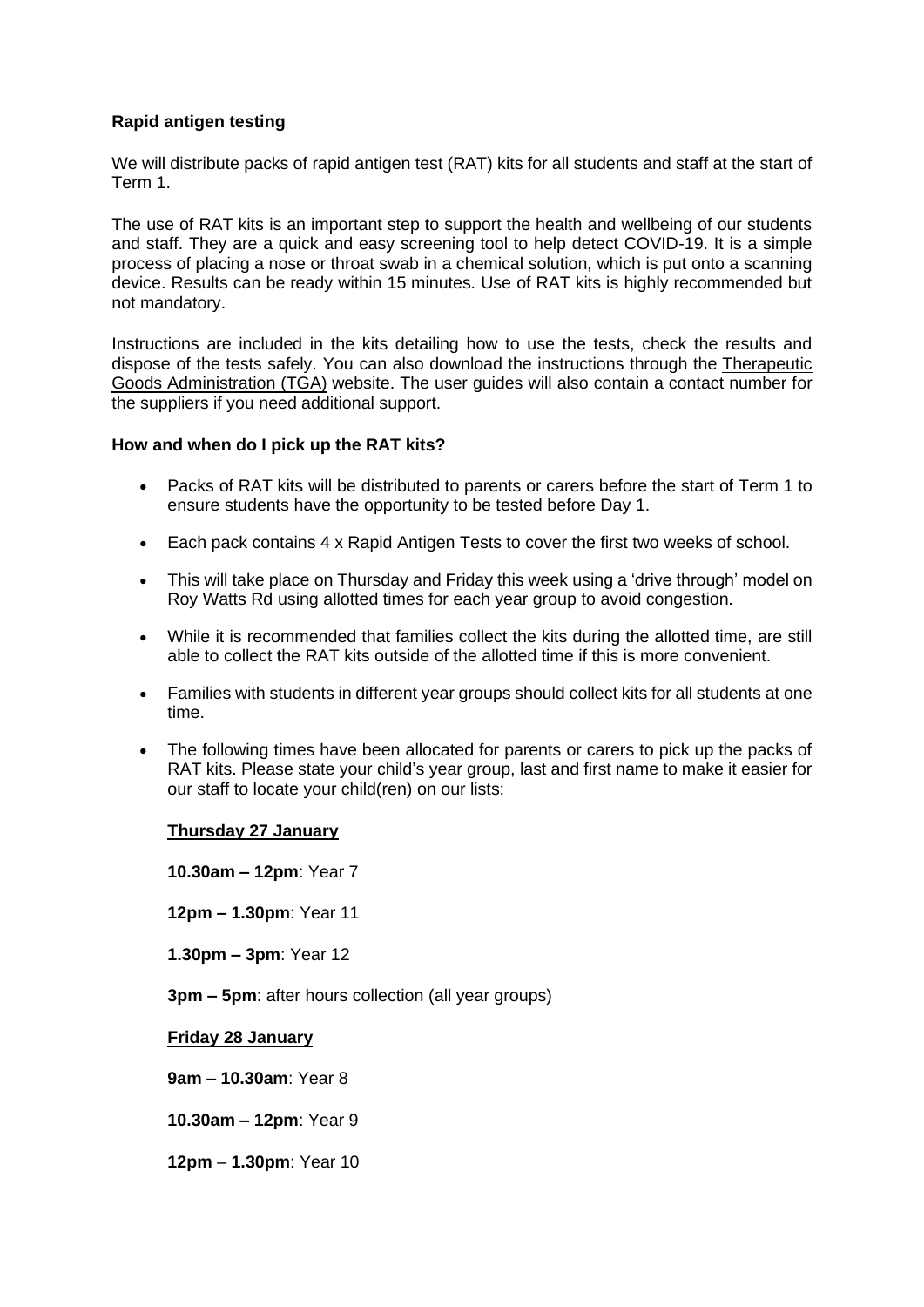**Rapid antigen testing**

We will distribute packs of rapid antigen test (RAT) kits for all students and staff at the start of Term 1.

The use of RAT kits is an important step to support the health and wellbeing of our students and staff. They are a quick and easy screening tool to help detect COVID-19. It is a simple process of placing a nose or throat swab in a chemical solution, which is put onto a scanning device. Results can be ready within 15 minutes. Use of RAT kits is highly recommended but not mandatory.

Instructions are included in the kits detailing how to use the tests, check the results and dispose of the tests safely. You can also download the instructions through the Therapeutic Goods Administration (TGA) website. The user guides will also contain a contact number for the suppliers if you need additional support.

**How and when do I pick up the RAT kits?**

- Packs of RAT kits will be distributed to parents or carers before the start of Term 1 to ensure students have the opportunity to be tested before Day 1.
- Each pack contains 4 x Rapid Antigen Tests to cover the first two weeks of school.
- This will take place on Thursday and Friday this week using a 'drive through' model on Roy Watts Rd using allotted times for each year group to avoid congestion.
- While it is recommended that families collect the kits during the allotted time, are still able to collect the RAT kits outside of the allotted time if this is more convenient.
- Families with students in different year groups should collect kits for all students at one time.
- The following times have been allocated for parents or carers to pick up the packs of RAT kits. Please state your child's year group, last and first name to make it easier for our staff to locate your child(ren) on our lists:

  **Thursday 27 January**

  **10.30am – 12pm**: Year 7

  **12pm – 1.30pm**: Year 11

  **1.30pm – 3pm**: Year 12

  **3pm – 5pm**: after hours collection (all year groups)

  **Friday 28 January**

  **9am – 10.30am**: Year 8

  **10.30am – 12pm**: Year 9

  **12pm – 1.30pm**: Year 10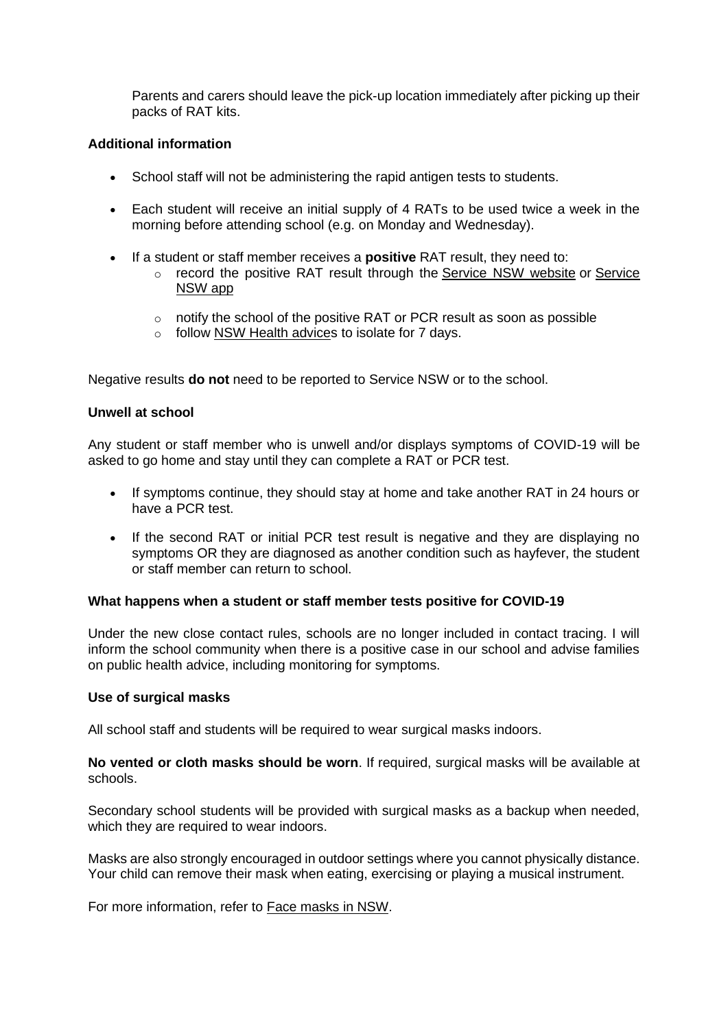Parents and carers should leave the pick-up location immediately after picking up their packs of RAT kits.

**Additional information**

- School staff will not be administering the rapid antigen tests to students.
- Each student will receive an initial supply of 4 RATs to be used twice a week in the morning before attending school (e.g. on Monday and Wednesday).
- If a student or staff member receives a **positive** RAT result, they need to:
    - record the positive RAT result through the Service NSW website or Service NSW app
    - notify the school of the positive RAT or PCR result as soon as possible
    - follow NSW Health advices to isolate for 7 days.

Negative results **do not** need to be reported to Service NSW or to the school.

**Unwell at school**

Any student or staff member who is unwell and/or displays symptoms of COVID-19 will be asked to go home and stay until they can complete a RAT or PCR test.

- If symptoms continue, they should stay at home and take another RAT in 24 hours or have a PCR test.
- If the second RAT or initial PCR test result is negative and they are displaying no symptoms OR they are diagnosed as another condition such as hayfever, the student or staff member can return to school.

**What happens when a student or staff member tests positive for COVID-19**

Under the new close contact rules, schools are no longer included in contact tracing. I will inform the school community when there is a positive case in our school and advise families on public health advice, including monitoring for symptoms.

**Use of surgical masks**

All school staff and students will be required to wear surgical masks indoors.

**No vented or cloth masks should be worn**. If required, surgical masks will be available at schools.

Secondary school students will be provided with surgical masks as a backup when needed, which they are required to wear indoors.

Masks are also strongly encouraged in outdoor settings where you cannot physically distance. Your child can remove their mask when eating, exercising or playing a musical instrument.

For more information, refer to Face masks in NSW.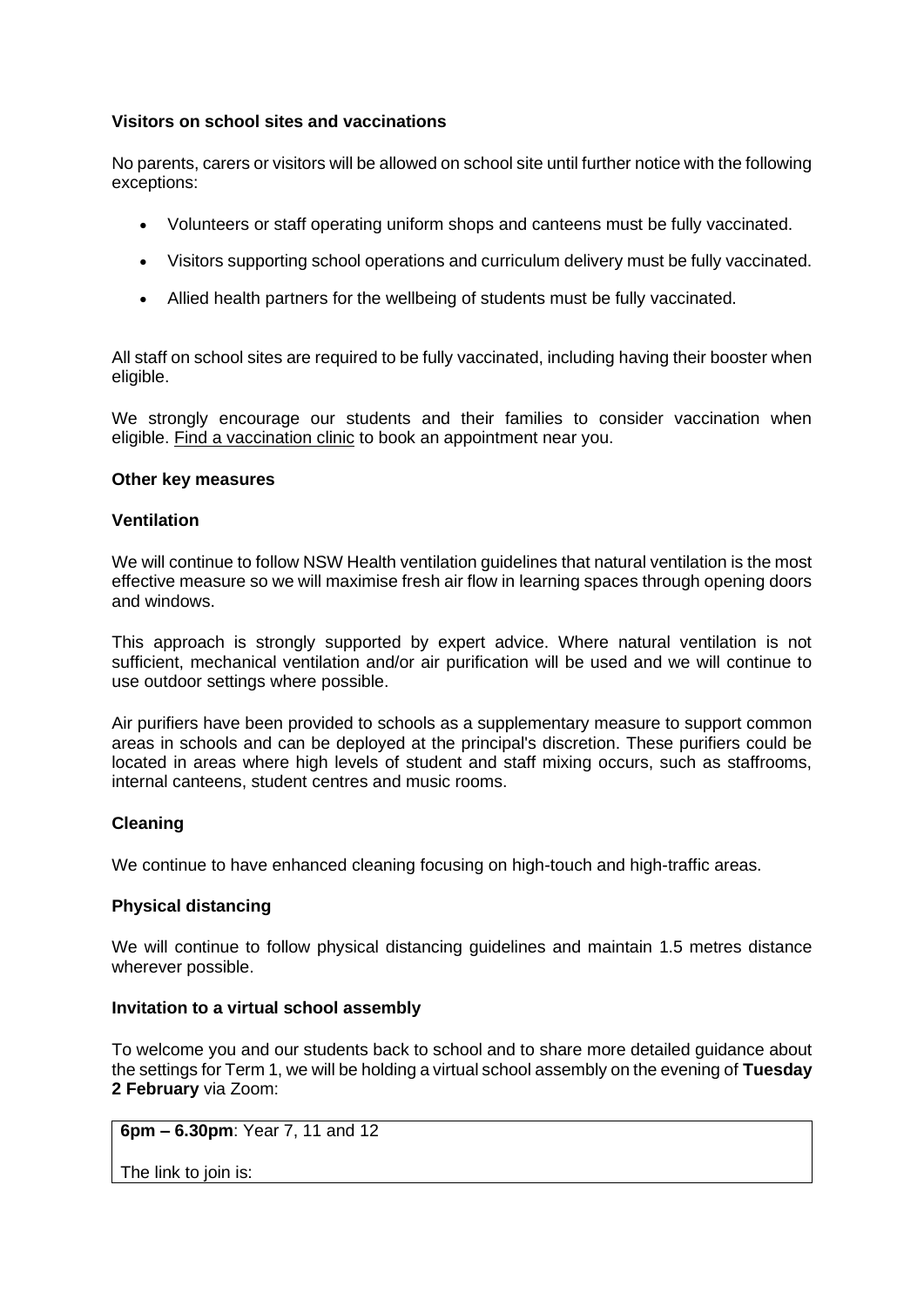**Visitors on school sites and vaccinations**

No parents, carers or visitors will be allowed on school site until further notice with the following exceptions:

- Volunteers or staff operating uniform shops and canteens must be fully vaccinated.
- Visitors supporting school operations and curriculum delivery must be fully vaccinated.
- Allied health partners for the wellbeing of students must be fully vaccinated.

All staff on school sites are required to be fully vaccinated, including having their booster when eligible.

We strongly encourage our students and their families to consider vaccination when eligible. Find a vaccination clinic to book an appointment near you.

**Other key measures**

**Ventilation**

We will continue to follow NSW Health ventilation guidelines that natural ventilation is the most effective measure so we will maximise fresh air flow in learning spaces through opening doors and windows.

This approach is strongly supported by expert advice. Where natural ventilation is not sufficient, mechanical ventilation and/or air purification will be used and we will continue to use outdoor settings where possible.

Air purifiers have been provided to schools as a supplementary measure to support common areas in schools and can be deployed at the principal's discretion. These purifiers could be located in areas where high levels of student and staff mixing occurs, such as staffrooms, internal canteens, student centres and music rooms.

**Cleaning**

We continue to have enhanced cleaning focusing on high-touch and high-traffic areas.

**Physical distancing**

We will continue to follow physical distancing guidelines and maintain 1.5 metres distance wherever possible.

**Invitation to a virtual school assembly**

To welcome you and our students back to school and to share more detailed guidance about the settings for Term 1, we will be holding a virtual school assembly on the evening of **Tuesday 2 February** via Zoom:

| **6pm – 6.30pm**: Year 7, 11 and 12<br><br>The link to join is: |
|---|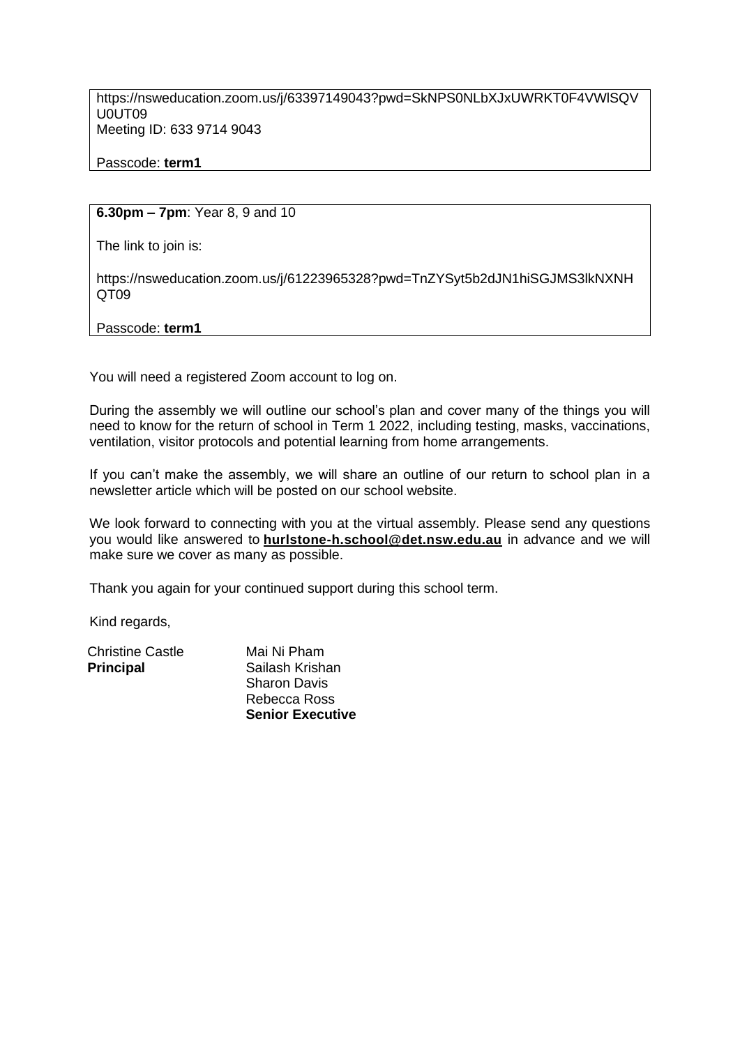https://nsweducation.zoom.us/j/63397149043?pwd=SkNPS0NLbXJxUWRKT0F4VWlSQVU0UT09
Meeting ID: 633 9714 9043

Passcode: **term1**

**6.30pm – 7pm**: Year 8, 9 and 10

The link to join is:

https://nsweducation.zoom.us/j/61223965328?pwd=TnZYSyt5b2dJN1hiSGJMS3lkNXNHQT09

Passcode: **term1**

You will need a registered Zoom account to log on.

During the assembly we will outline our school's plan and cover many of the things you will need to know for the return of school in Term 1 2022, including testing, masks, vaccinations, ventilation, visitor protocols and potential learning from home arrangements.

If you can't make the assembly, we will share an outline of our return to school plan in a newsletter article which will be posted on our school website.

We look forward to connecting with you at the virtual assembly. Please send any questions you would like answered to **hurlstone-h.school@det.nsw.edu.au** in advance and we will make sure we cover as many as possible.

Thank you again for your continued support during this school term.

Kind regards,

Christine Castle
**Principal**

Mai Ni Pham
Sailash Krishan
Sharon Davis
Rebecca Ross
**Senior Executive**